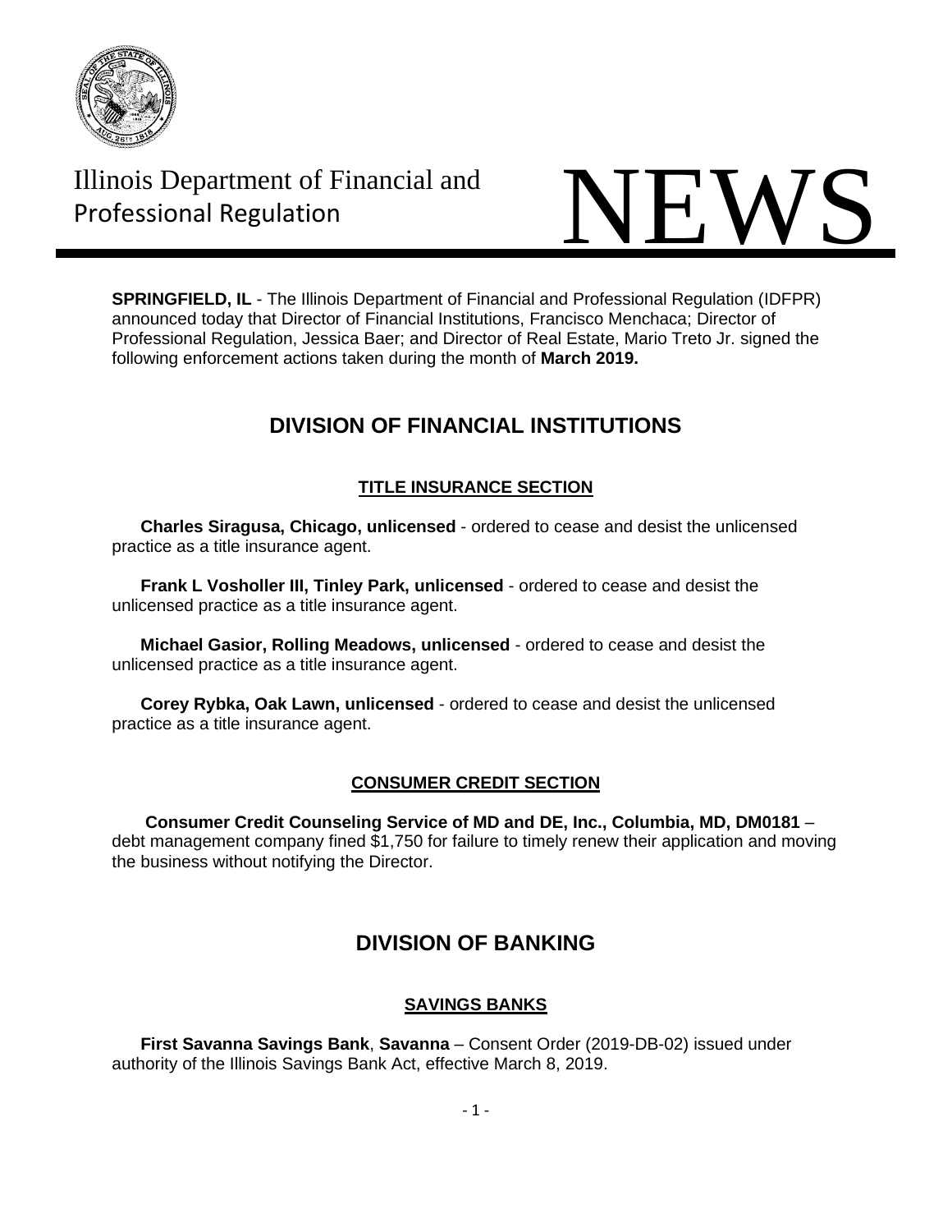Illinois Department of Financial and Professional Regulation

# NEWS

**SPRINGFIELD, IL** - The Illinois Department of Financial and Professional Regulation (IDFPR) announced today that Director of Financial Institutions, Francisco Menchaca; Director of Professional Regulation, Jessica Baer; and Director of Real Estate, Mario Treto Jr. signed the following enforcement actions taken during the month of **March 2019.**

## DIVISION OF FINANCIAL INSTITUTIONS

### TITLE INSURANCE SECTION

**Charles Siragusa, Chicago, unlicensed** - ordered to cease and desist the unlicensed practice as a title insurance agent.

**Frank L Vosholler III, Tinley Park, unlicensed** - ordered to cease and desist the unlicensed practice as a title insurance agent.

**Michael Gasior, Rolling Meadows, unlicensed** - ordered to cease and desist the unlicensed practice as a title insurance agent.

**Corey Rybka, Oak Lawn, unlicensed** - ordered to cease and desist the unlicensed practice as a title insurance agent.

### CONSUMER CREDIT SECTION

**Consumer Credit Counseling Service of MD and DE, Inc., Columbia, MD, DM0181** – debt management company fined $1,750 for failure to timely renew their application and moving the business without notifying the Director.

## DIVISION OF BANKING

### SAVINGS BANKS

**First Savanna Savings Bank**, **Savanna** – Consent Order (2019-DB-02) issued under authority of the Illinois Savings Bank Act, effective March 8, 2019.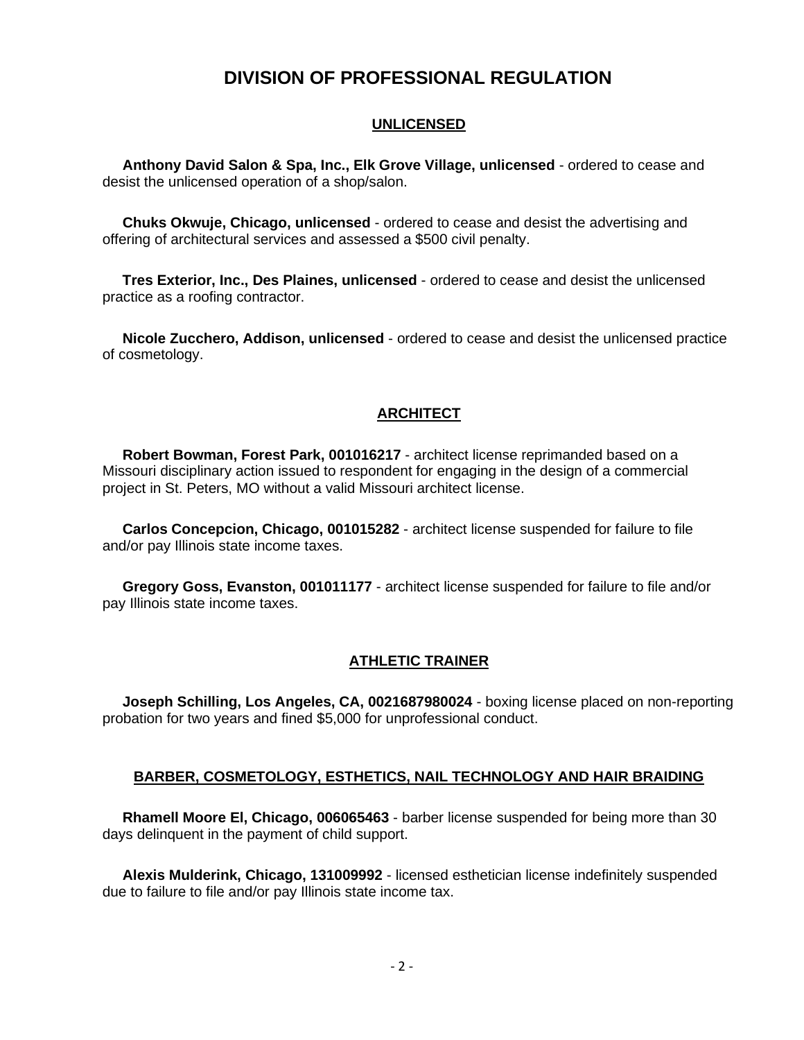# DIVISION OF PROFESSIONAL REGULATION

## UNLICENSED

**Anthony David Salon & Spa, Inc., Elk Grove Village, unlicensed** - ordered to cease and desist the unlicensed operation of a shop/salon.

**Chuks Okwuje, Chicago, unlicensed** - ordered to cease and desist the advertising and offering of architectural services and assessed a $500 civil penalty.

**Tres Exterior, Inc., Des Plaines, unlicensed** - ordered to cease and desist the unlicensed practice as a roofing contractor.

**Nicole Zucchero, Addison, unlicensed** - ordered to cease and desist the unlicensed practice of cosmetology.

## ARCHITECT

**Robert Bowman, Forest Park, 001016217** - architect license reprimanded based on a Missouri disciplinary action issued to respondent for engaging in the design of a commercial project in St. Peters, MO without a valid Missouri architect license.

**Carlos Concepcion, Chicago, 001015282** - architect license suspended for failure to file and/or pay Illinois state income taxes.

**Gregory Goss, Evanston, 001011177** - architect license suspended for failure to file and/or pay Illinois state income taxes.

## ATHLETIC TRAINER

**Joseph Schilling, Los Angeles, CA, 0021687980024** - boxing license placed on non-reporting probation for two years and fined $5,000 for unprofessional conduct.

## BARBER, COSMETOLOGY, ESTHETICS, NAIL TECHNOLOGY AND HAIR BRAIDING

**Rhamell Moore El, Chicago, 006065463** - barber license suspended for being more than 30 days delinquent in the payment of child support.

**Alexis Mulderink, Chicago, 131009992** - licensed esthetician license indefinitely suspended due to failure to file and/or pay Illinois state income tax.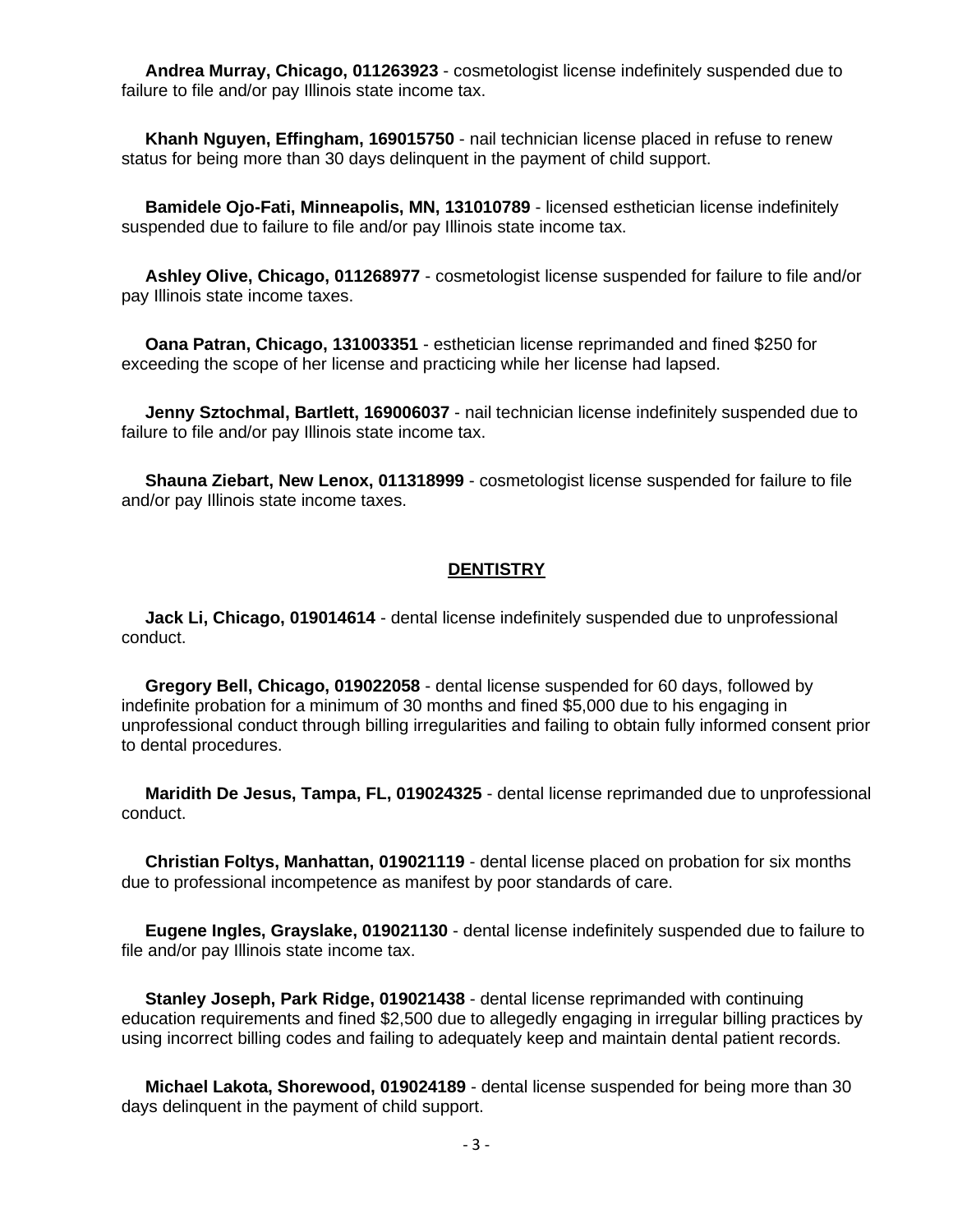**Andrea Murray, Chicago, 011263923** - cosmetologist license indefinitely suspended due to failure to file and/or pay Illinois state income tax.

**Khanh Nguyen, Effingham, 169015750** - nail technician license placed in refuse to renew status for being more than 30 days delinquent in the payment of child support.

**Bamidele Ojo-Fati, Minneapolis, MN, 131010789** - licensed esthetician license indefinitely suspended due to failure to file and/or pay Illinois state income tax.

**Ashley Olive, Chicago, 011268977** - cosmetologist license suspended for failure to file and/or pay Illinois state income taxes.

**Oana Patran, Chicago, 131003351** - esthetician license reprimanded and fined $250 for exceeding the scope of her license and practicing while her license had lapsed.

**Jenny Sztochmal, Bartlett, 169006037** - nail technician license indefinitely suspended due to failure to file and/or pay Illinois state income tax.

**Shauna Ziebart, New Lenox, 011318999** - cosmetologist license suspended for failure to file and/or pay Illinois state income taxes.

## DENTISTRY

**Jack Li, Chicago, 019014614** - dental license indefinitely suspended due to unprofessional conduct.

**Gregory Bell, Chicago, 019022058** - dental license suspended for 60 days, followed by indefinite probation for a minimum of 30 months and fined $5,000 due to his engaging in unprofessional conduct through billing irregularities and failing to obtain fully informed consent prior to dental procedures.

**Maridith De Jesus, Tampa, FL, 019024325** - dental license reprimanded due to unprofessional conduct.

**Christian Foltys, Manhattan, 019021119** - dental license placed on probation for six months due to professional incompetence as manifest by poor standards of care.

**Eugene Ingles, Grayslake, 019021130** - dental license indefinitely suspended due to failure to file and/or pay Illinois state income tax.

**Stanley Joseph, Park Ridge, 019021438** - dental license reprimanded with continuing education requirements and fined $2,500 due to allegedly engaging in irregular billing practices by using incorrect billing codes and failing to adequately keep and maintain dental patient records.

**Michael Lakota, Shorewood, 019024189** - dental license suspended for being more than 30 days delinquent in the payment of child support.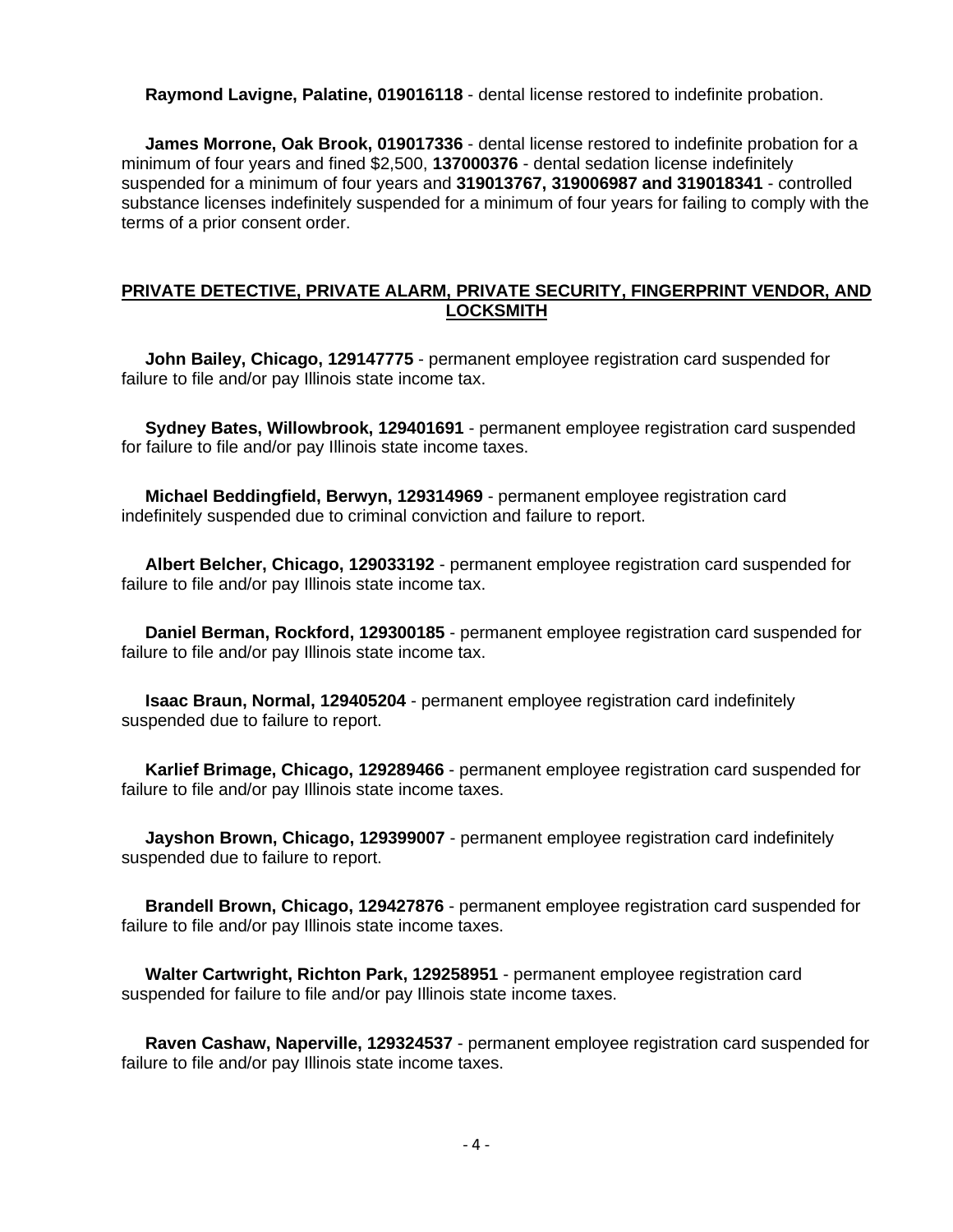**Raymond Lavigne, Palatine, 019016118** - dental license restored to indefinite probation.

**James Morrone, Oak Brook, 019017336** - dental license restored to indefinite probation for a minimum of four years and fined $2,500, **137000376** - dental sedation license indefinitely suspended for a minimum of four years and **319013767, 319006987 and 319018341** - controlled substance licenses indefinitely suspended for a minimum, of four years for failing to comply with the terms of a prior consent order.

## PRIVATE DETECTIVE, PRIVATE ALARM, PRIVATE SECURITY, FINGERPRINT VENDOR, AND LOCKSMITH

**John Bailey, Chicago, 129147775** - permanent employee registration card suspended for failure to file and/or pay Illinois state income tax.

**Sydney Bates, Willowbrook, 129401691** - permanent employee registration card suspended for failure to file and/or pay Illinois state income taxes.

**Michael Beddingfield, Berwyn, 129314969** - permanent employee registration card indefinitely suspended due to criminal conviction and failure to report.

**Albert Belcher, Chicago, 129033192** - permanent employee registration card suspended for failure to file and/or pay Illinois state income tax.

**Daniel Berman, Rockford, 129300185** - permanent employee registration card suspended for failure to file and/or pay Illinois state income tax.

**Isaac Braun, Normal, 129405204** - permanent employee registration card indefinitely suspended due to failure to report.

**Karlief Brimage, Chicago, 129289466** - permanent employee registration card suspended for failure to file and/or pay Illinois state income taxes.

**Jayshon Brown, Chicago, 129399007** - permanent employee registration card indefinitely suspended due to failure to report.

**Brandell Brown, Chicago, 129427876** - permanent employee registration card suspended for failure to file and/or pay Illinois state income taxes.

**Walter Cartwright, Richton Park, 129258951** - permanent employee registration card suspended for failure to file and/or pay Illinois state income taxes.

**Raven Cashaw, Naperville, 129324537** - permanent employee registration card suspended for failure to file and/or pay Illinois state income taxes.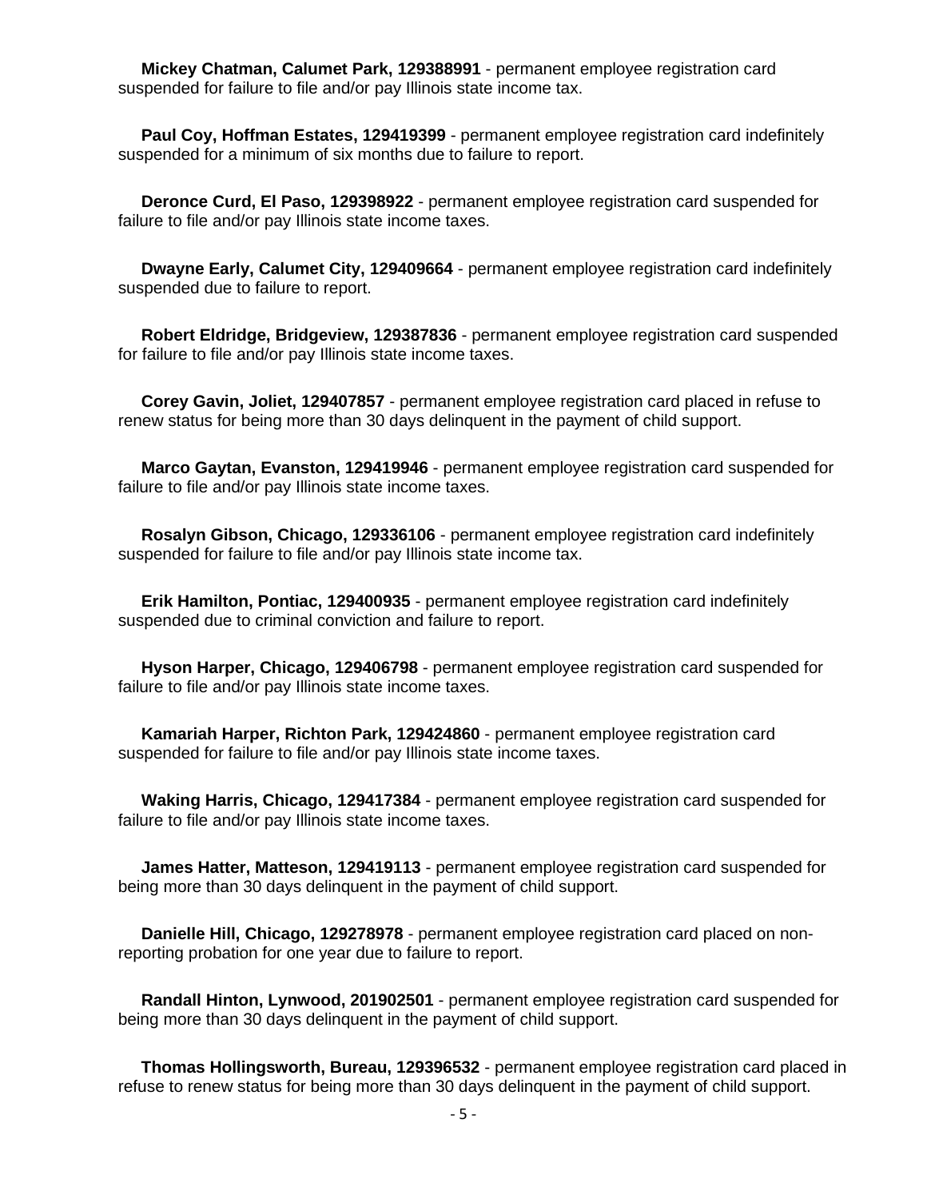**Mickey Chatman, Calumet Park, 129388991** - permanent employee registration card suspended for failure to file and/or pay Illinois state income tax.

**Paul Coy, Hoffman Estates, 129419399** - permanent employee registration card indefinitely suspended for a minimum of six months due to failure to report.

**Deronce Curd, El Paso, 129398922** - permanent employee registration card suspended for failure to file and/or pay Illinois state income taxes.

**Dwayne Early, Calumet City, 129409664** - permanent employee registration card indefinitely suspended due to failure to report.

**Robert Eldridge, Bridgeview, 129387836** - permanent employee registration card suspended for failure to file and/or pay Illinois state income taxes.

**Corey Gavin, Joliet, 129407857** - permanent employee registration card placed in refuse to renew status for being more than 30 days delinquent in the payment of child support.

**Marco Gaytan, Evanston, 129419946** - permanent employee registration card suspended for failure to file and/or pay Illinois state income taxes.

**Rosalyn Gibson, Chicago, 129336106** - permanent employee registration card indefinitely suspended for failure to file and/or pay Illinois state income tax.

**Erik Hamilton, Pontiac, 129400935** - permanent employee registration card indefinitely suspended due to criminal conviction and failure to report.

**Hyson Harper, Chicago, 129406798** - permanent employee registration card suspended for failure to file and/or pay Illinois state income taxes.

**Kamariah Harper, Richton Park, 129424860** - permanent employee registration card suspended for failure to file and/or pay Illinois state income taxes.

**Waking Harris, Chicago, 129417384** - permanent employee registration card suspended for failure to file and/or pay Illinois state income taxes.

**James Hatter, Matteson, 129419113** - permanent employee registration card suspended for being more than 30 days delinquent in the payment of child support.

**Danielle Hill, Chicago, 129278978** - permanent employee registration card placed on non-reporting probation for one year due to failure to report.

**Randall Hinton, Lynwood, 201902501** - permanent employee registration card suspended for being more than 30 days delinquent in the payment of child support.

**Thomas Hollingsworth, Bureau, 129396532** - permanent employee registration card placed in refuse to renew status for being more than 30 days delinquent in the payment of child support.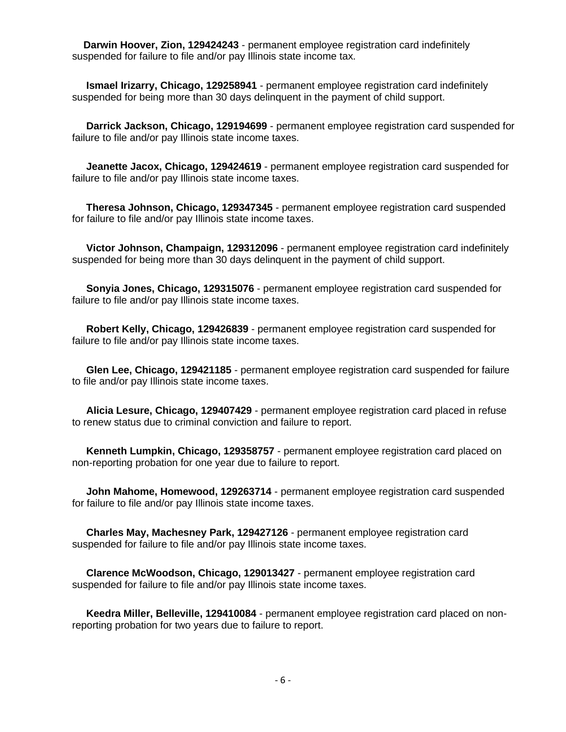**Darwin Hoover, Zion, 129424243** - permanent employee registration card indefinitely suspended for failure to file and/or pay Illinois state income tax.

**Ismael Irizarry, Chicago, 129258941** - permanent employee registration card indefinitely suspended for being more than 30 days delinquent in the payment of child support.

**Darrick Jackson, Chicago, 129194699** - permanent employee registration card suspended for failure to file and/or pay Illinois state income taxes.

**Jeanette Jacox, Chicago, 129424619** - permanent employee registration card suspended for failure to file and/or pay Illinois state income taxes.

**Theresa Johnson, Chicago, 129347345** - permanent employee registration card suspended for failure to file and/or pay Illinois state income taxes.

**Victor Johnson, Champaign, 129312096** - permanent employee registration card indefinitely suspended for being more than 30 days delinquent in the payment of child support.

**Sonyia Jones, Chicago, 129315076** - permanent employee registration card suspended for failure to file and/or pay Illinois state income taxes.

**Robert Kelly, Chicago, 129426839** - permanent employee registration card suspended for failure to file and/or pay Illinois state income taxes.

**Glen Lee, Chicago, 129421185** - permanent employee registration card suspended for failure to file and/or pay Illinois state income taxes.

**Alicia Lesure, Chicago, 129407429** - permanent employee registration card placed in refuse to renew status due to criminal conviction and failure to report.

**Kenneth Lumpkin, Chicago, 129358757** - permanent employee registration card placed on non-reporting probation for one year due to failure to report.

**John Mahome, Homewood, 129263714** - permanent employee registration card suspended for failure to file and/or pay Illinois state income taxes.

**Charles May, Machesney Park, 129427126** - permanent employee registration card suspended for failure to file and/or pay Illinois state income taxes.

**Clarence McWoodson, Chicago, 129013427** - permanent employee registration card suspended for failure to file and/or pay Illinois state income taxes.

**Keedra Miller, Belleville, 129410084** - permanent employee registration card placed on non-reporting probation for two years due to failure to report.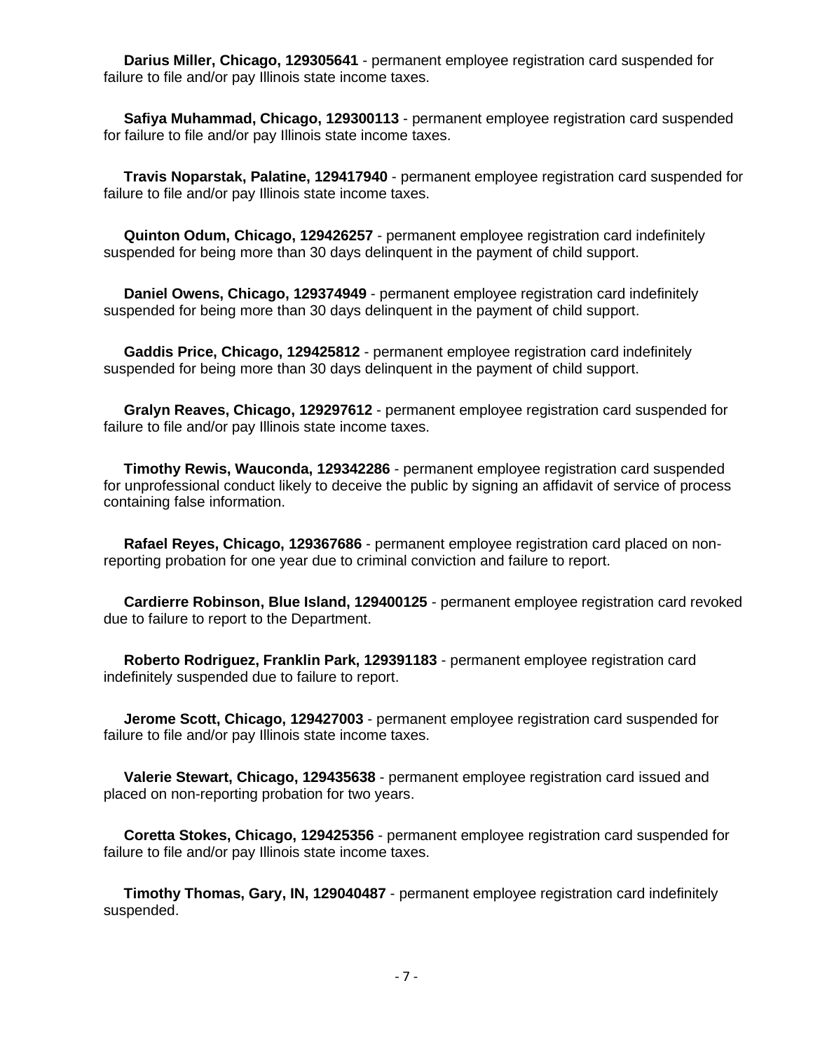**Darius Miller, Chicago, 129305641** - permanent employee registration card suspended for failure to file and/or pay Illinois state income taxes.

**Safiya Muhammad, Chicago, 129300113** - permanent employee registration card suspended for failure to file and/or pay Illinois state income taxes.

**Travis Noparstak, Palatine, 129417940** - permanent employee registration card suspended for failure to file and/or pay Illinois state income taxes.

**Quinton Odum, Chicago, 129426257** - permanent employee registration card indefinitely suspended for being more than 30 days delinquent in the payment of child support.

**Daniel Owens, Chicago, 129374949** - permanent employee registration card indefinitely suspended for being more than 30 days delinquent in the payment of child support.

**Gaddis Price, Chicago, 129425812** - permanent employee registration card indefinitely suspended for being more than 30 days delinquent in the payment of child support.

**Gralyn Reaves, Chicago, 129297612** - permanent employee registration card suspended for failure to file and/or pay Illinois state income taxes.

**Timothy Rewis, Wauconda, 129342286** - permanent employee registration card suspended for unprofessional conduct likely to deceive the public by signing an affidavit of service of process containing false information.

**Rafael Reyes, Chicago, 129367686** - permanent employee registration card placed on non-reporting probation for one year due to criminal conviction and failure to report.

**Cardierre Robinson, Blue Island, 129400125** - permanent employee registration card revoked due to failure to report to the Department.

**Roberto Rodriguez, Franklin Park, 129391183** - permanent employee registration card indefinitely suspended due to failure to report.

**Jerome Scott, Chicago, 129427003** - permanent employee registration card suspended for failure to file and/or pay Illinois state income taxes.

**Valerie Stewart, Chicago, 129435638** - permanent employee registration card issued and placed on non-reporting probation for two years.

**Coretta Stokes, Chicago, 129425356** - permanent employee registration card suspended for failure to file and/or pay Illinois state income taxes.

**Timothy Thomas, Gary, IN, 129040487** - permanent employee registration card indefinitely suspended.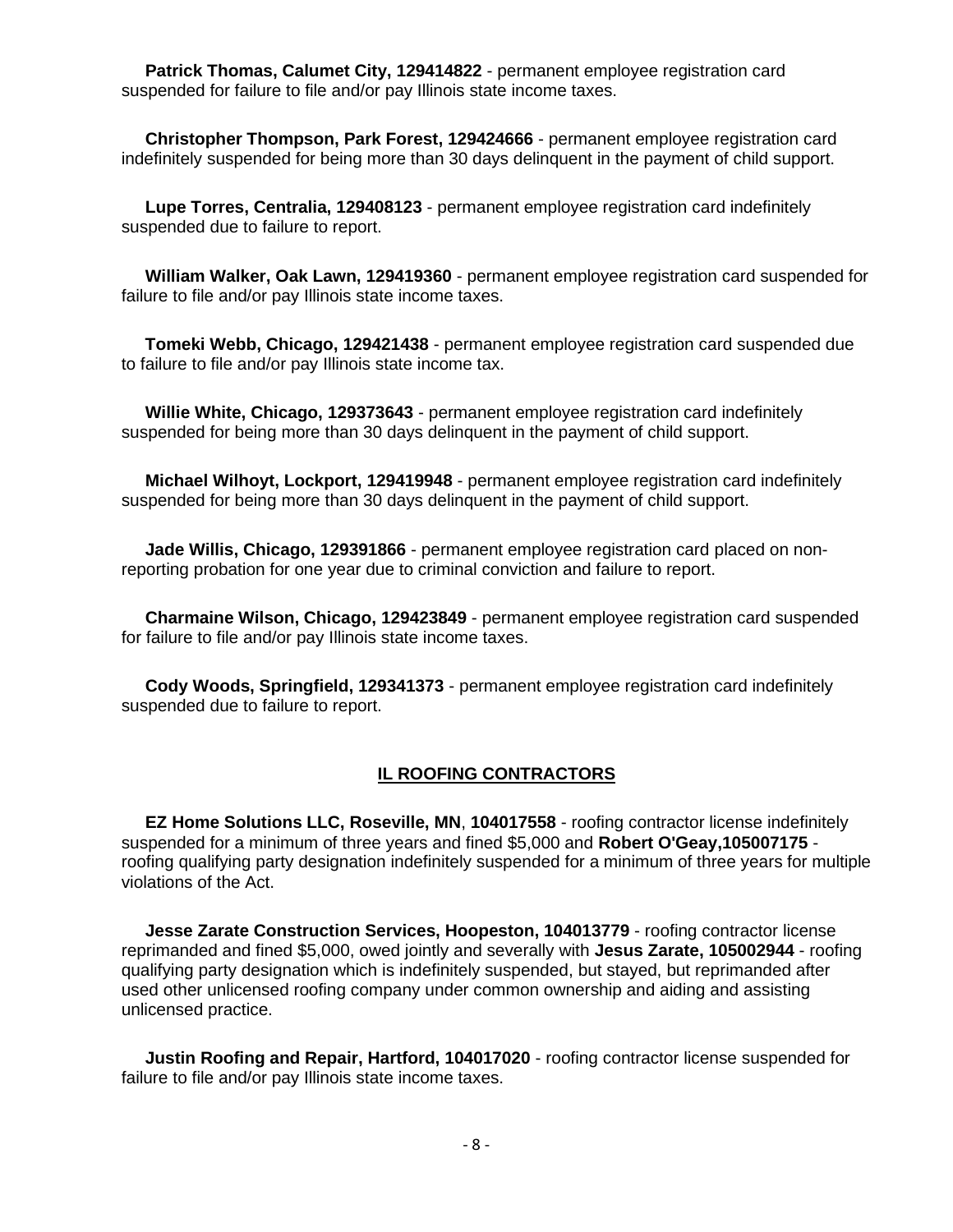**Patrick Thomas, Calumet City, 129414822** - permanent employee registration card suspended for failure to file and/or pay Illinois state income taxes.

**Christopher Thompson, Park Forest, 129424666** - permanent employee registration card indefinitely suspended for being more than 30 days delinquent in the payment of child support.

**Lupe Torres, Centralia, 129408123** - permanent employee registration card indefinitely suspended due to failure to report.

**William Walker, Oak Lawn, 129419360** - permanent employee registration card suspended for failure to file and/or pay Illinois state income taxes.

**Tomeki Webb, Chicago, 129421438** - permanent employee registration card suspended due to failure to file and/or pay Illinois state income tax.

**Willie White, Chicago, 129373643** - permanent employee registration card indefinitely suspended for being more than 30 days delinquent in the payment of child support.

**Michael Wilhoyt, Lockport, 129419948** - permanent employee registration card indefinitely suspended for being more than 30 days delinquent in the payment of child support.

**Jade Willis, Chicago, 129391866** - permanent employee registration card placed on non-reporting probation for one year due to criminal conviction and failure to report.

**Charmaine Wilson, Chicago, 129423849** - permanent employee registration card suspended for failure to file and/or pay Illinois state income taxes.

**Cody Woods, Springfield, 129341373** - permanent employee registration card indefinitely suspended due to failure to report.

## IL ROOFING CONTRACTORS

**EZ Home Solutions LLC, Roseville, MN**, **104017558** - roofing contractor license indefinitely suspended for a minimum of three years and fined $5,000 and **Robert O'Geay,105007175** - roofing qualifying party designation indefinitely suspended for a minimum of three years for multiple violations of the Act.

**Jesse Zarate Construction Services, Hoopeston, 104013779** - roofing contractor license reprimanded and fined $5,000, owed jointly and severally with **Jesus Zarate, 105002944** - roofing qualifying party designation which is indefinitely suspended, but stayed, but reprimanded after used other unlicensed roofing company under common ownership and aiding and assisting unlicensed practice.

**Justin Roofing and Repair, Hartford, 104017020** - roofing contractor license suspended for failure to file and/or pay Illinois state income taxes.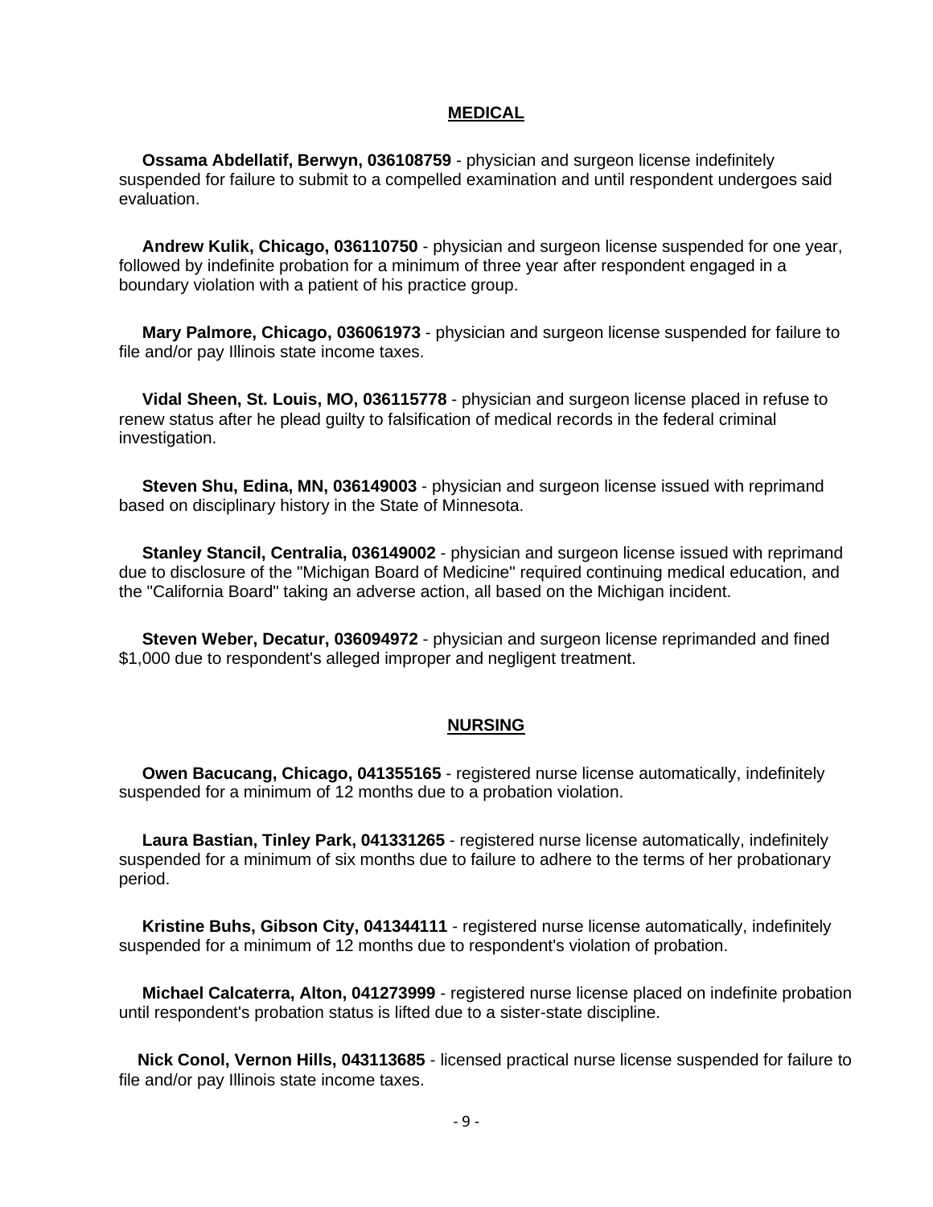## MEDICAL

**Ossama Abdellatif, Berwyn, 036108759** - physician and surgeon license indefinitely suspended for failure to submit to a compelled examination and until respondent undergoes said evaluation.

**Andrew Kulik, Chicago, 036110750** - physician and surgeon license suspended for one year, followed by indefinite probation for a minimum of three year after respondent engaged in a boundary violation with a patient of his practice group.

**Mary Palmore, Chicago, 036061973** - physician and surgeon license suspended for failure to file and/or pay Illinois state income taxes.

**Vidal Sheen, St. Louis, MO, 036115778** - physician and surgeon license placed in refuse to renew status after he plead guilty to falsification of medical records in the federal criminal investigation.

**Steven Shu, Edina, MN, 036149003** - physician and surgeon license issued with reprimand based on disciplinary history in the State of Minnesota.

**Stanley Stancil, Centralia, 036149002** - physician and surgeon license issued with reprimand due to disclosure of the "Michigan Board of Medicine" required continuing medical education, and the "California Board" taking an adverse action, all based on the Michigan incident.

**Steven Weber, Decatur, 036094972** - physician and surgeon license reprimanded and fined $1,000 due to respondent's alleged improper and negligent treatment.

## NURSING

**Owen Bacucang, Chicago, 041355165** - registered nurse license automatically, indefinitely suspended for a minimum of 12 months due to a probation violation.

**Laura Bastian, Tinley Park, 041331265** - registered nurse license automatically, indefinitely suspended for a minimum of six months due to failure to adhere to the terms of her probationary period.

**Kristine Buhs, Gibson City, 041344111** - registered nurse license automatically, indefinitely suspended for a minimum of 12 months due to respondent's violation of probation.

**Michael Calcaterra, Alton, 041273999** - registered nurse license placed on indefinite probation until respondent's probation status is lifted due to a sister-state discipline.

**Nick Conol, Vernon Hills, 043113685** - licensed practical nurse license suspended for failure to file and/or pay Illinois state income taxes.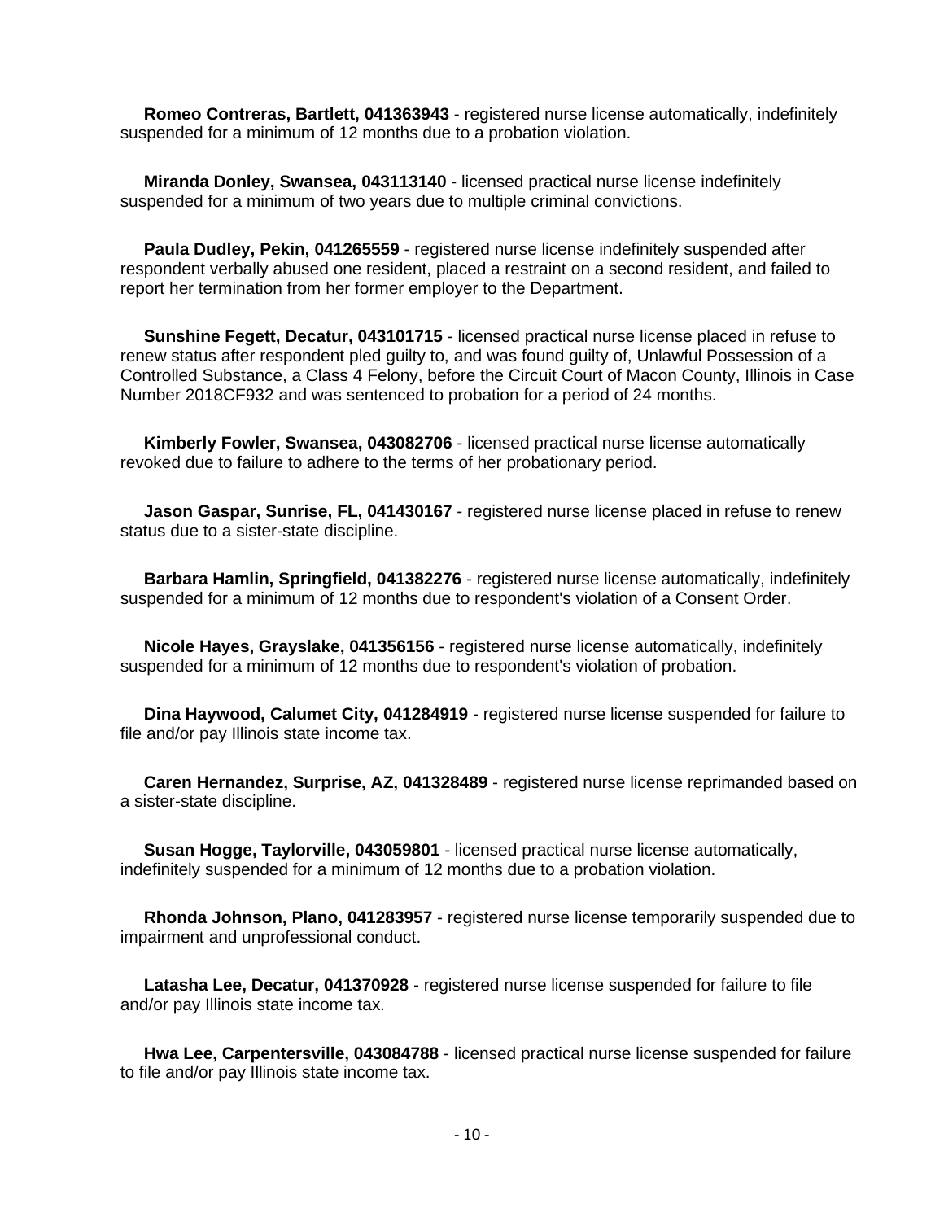**Romeo Contreras, Bartlett, 041363943** - registered nurse license automatically, indefinitely suspended for a minimum of 12 months due to a probation violation.

**Miranda Donley, Swansea, 043113140** - licensed practical nurse license indefinitely suspended for a minimum of two years due to multiple criminal convictions.

**Paula Dudley, Pekin, 041265559** - registered nurse license indefinitely suspended after respondent verbally abused one resident, placed a restraint on a second resident, and failed to report her termination from her former employer to the Department.

**Sunshine Fegett, Decatur, 043101715** - licensed practical nurse license placed in refuse to renew status after respondent pled guilty to, and was found guilty of, Unlawful Possession of a Controlled Substance, a Class 4 Felony, before the Circuit Court of Macon County, Illinois in Case Number 2018CF932 and was sentenced to probation for a period of 24 months.

**Kimberly Fowler, Swansea, 043082706** - licensed practical nurse license automatically revoked due to failure to adhere to the terms of her probationary period.

**Jason Gaspar, Sunrise, FL, 041430167** - registered nurse license placed in refuse to renew status due to a sister-state discipline.

**Barbara Hamlin, Springfield, 041382276** - registered nurse license automatically, indefinitely suspended for a minimum of 12 months due to respondent's violation of a Consent Order.

**Nicole Hayes, Grayslake, 041356156** - registered nurse license automatically, indefinitely suspended for a minimum of 12 months due to respondent's violation of probation.

**Dina Haywood, Calumet City, 041284919** - registered nurse license suspended for failure to file and/or pay Illinois state income tax.

**Caren Hernandez, Surprise, AZ, 041328489** - registered nurse license reprimanded based on a sister-state discipline.

**Susan Hogge, Taylorville, 043059801** - licensed practical nurse license automatically, indefinitely suspended for a minimum of 12 months due to a probation violation.

**Rhonda Johnson, Plano, 041283957** - registered nurse license temporarily suspended due to impairment and unprofessional conduct.

**Latasha Lee, Decatur, 041370928** - registered nurse license suspended for failure to file and/or pay Illinois state income tax.

**Hwa Lee, Carpentersville, 043084788** - licensed practical nurse license suspended for failure to file and/or pay Illinois state income tax.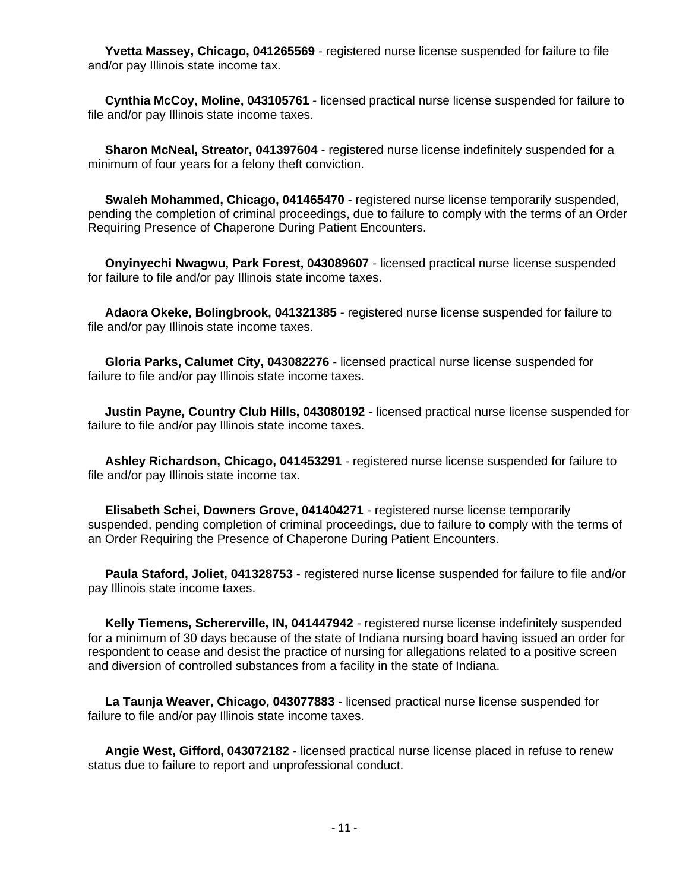**Yvetta Massey, Chicago, 041265569** - registered nurse license suspended for failure to file and/or pay Illinois state income tax.

**Cynthia McCoy, Moline, 043105761** - licensed practical nurse license suspended for failure to file and/or pay Illinois state income taxes.

**Sharon McNeal, Streator, 041397604** - registered nurse license indefinitely suspended for a minimum of four years for a felony theft conviction.

**Swaleh Mohammed, Chicago, 041465470** - registered nurse license temporarily suspended, pending the completion of criminal proceedings, due to failure to comply with the terms of an Order Requiring Presence of Chaperone During Patient Encounters.

**Onyinyechi Nwagwu, Park Forest, 043089607** - licensed practical nurse license suspended for failure to file and/or pay Illinois state income taxes.

**Adaora Okeke, Bolingbrook, 041321385** - registered nurse license suspended for failure to file and/or pay Illinois state income taxes.

**Gloria Parks, Calumet City, 043082276** - licensed practical nurse license suspended for failure to file and/or pay Illinois state income taxes.

**Justin Payne, Country Club Hills, 043080192** - licensed practical nurse license suspended for failure to file and/or pay Illinois state income taxes.

**Ashley Richardson, Chicago, 041453291** - registered nurse license suspended for failure to file and/or pay Illinois state income tax.

**Elisabeth Schei, Downers Grove, 041404271** - registered nurse license temporarily suspended, pending completion of criminal proceedings, due to failure to comply with the terms of an Order Requiring the Presence of Chaperone During Patient Encounters.

**Paula Staford, Joliet, 041328753** - registered nurse license suspended for failure to file and/or pay Illinois state income taxes.

**Kelly Tiemens, Schererville, IN, 041447942** - registered nurse license indefinitely suspended for a minimum of 30 days because of the state of Indiana nursing board having issued an order for respondent to cease and desist the practice of nursing for allegations related to a positive screen and diversion of controlled substances from a facility in the state of Indiana.

**La Taunja Weaver, Chicago, 043077883** - licensed practical nurse license suspended for failure to file and/or pay Illinois state income taxes.

**Angie West, Gifford, 043072182** - licensed practical nurse license placed in refuse to renew status due to failure to report and unprofessional conduct.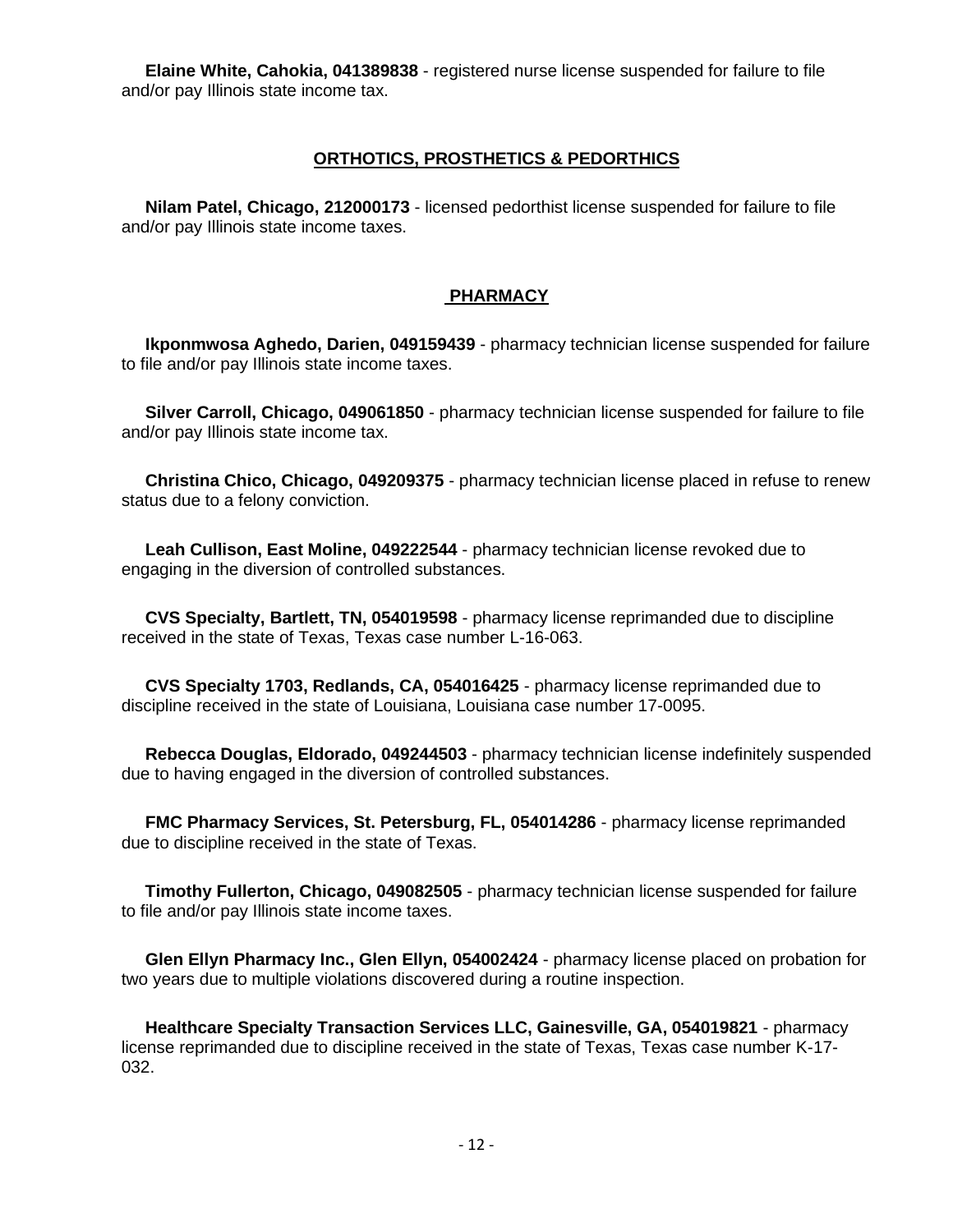**Elaine White, Cahokia, 041389838** - registered nurse license suspended for failure to file and/or pay Illinois state income tax.

## ORTHOTICS, PROSTHETICS & PEDORTHICS

**Nilam Patel, Chicago, 212000173** - licensed pedorthist license suspended for failure to file and/or pay Illinois state income taxes.

## PHARMACY

**Ikponmwosa Aghedo, Darien, 049159439** - pharmacy technician license suspended for failure to file and/or pay Illinois state income taxes.

**Silver Carroll, Chicago, 049061850** - pharmacy technician license suspended for failure to file and/or pay Illinois state income tax.

**Christina Chico, Chicago, 049209375** - pharmacy technician license placed in refuse to renew status due to a felony conviction.

**Leah Cullison, East Moline, 049222544** - pharmacy technician license revoked due to engaging in the diversion of controlled substances.

**CVS Specialty, Bartlett, TN, 054019598** - pharmacy license reprimanded due to discipline received in the state of Texas, Texas case number L-16-063.

**CVS Specialty 1703, Redlands, CA, 054016425** - pharmacy license reprimanded due to discipline received in the state of Louisiana, Louisiana case number 17-0095.

**Rebecca Douglas, Eldorado, 049244503** - pharmacy technician license indefinitely suspended due to having engaged in the diversion of controlled substances.

**FMC Pharmacy Services, St. Petersburg, FL, 054014286** - pharmacy license reprimanded due to discipline received in the state of Texas.

**Timothy Fullerton, Chicago, 049082505** - pharmacy technician license suspended for failure to file and/or pay Illinois state income taxes.

**Glen Ellyn Pharmacy Inc., Glen Ellyn, 054002424** - pharmacy license placed on probation for two years due to multiple violations discovered during a routine inspection.

**Healthcare Specialty Transaction Services LLC, Gainesville, GA, 054019821** - pharmacy license reprimanded due to discipline received in the state of Texas, Texas case number K-17-032.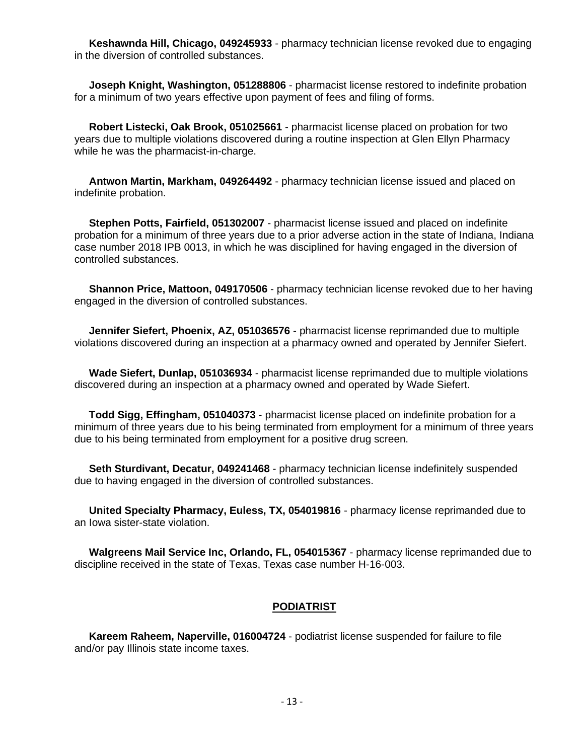**Keshawnda Hill, Chicago, 049245933** - pharmacy technician license revoked due to engaging in the diversion of controlled substances.

**Joseph Knight, Washington, 051288806** - pharmacist license restored to indefinite probation for a minimum of two years effective upon payment of fees and filing of forms.

**Robert Listecki, Oak Brook, 051025661** - pharmacist license placed on probation for two years due to multiple violations discovered during a routine inspection at Glen Ellyn Pharmacy while he was the pharmacist-in-charge.

**Antwon Martin, Markham, 049264492** - pharmacy technician license issued and placed on indefinite probation.

**Stephen Potts, Fairfield, 051302007** - pharmacist license issued and placed on indefinite probation for a minimum of three years due to a prior adverse action in the state of Indiana, Indiana case number 2018 IPB 0013, in which he was disciplined for having engaged in the diversion of controlled substances.

**Shannon Price, Mattoon, 049170506** - pharmacy technician license revoked due to her having engaged in the diversion of controlled substances.

**Jennifer Siefert, Phoenix, AZ, 051036576** - pharmacist license reprimanded due to multiple violations discovered during an inspection at a pharmacy owned and operated by Jennifer Siefert.

**Wade Siefert, Dunlap, 051036934** - pharmacist license reprimanded due to multiple violations discovered during an inspection at a pharmacy owned and operated by Wade Siefert.

**Todd Sigg, Effingham, 051040373** - pharmacist license placed on indefinite probation for a minimum of three years due to his being terminated from employment for a minimum of three years due to his being terminated from employment for a positive drug screen.

**Seth Sturdivant, Decatur, 049241468** - pharmacy technician license indefinitely suspended due to having engaged in the diversion of controlled substances.

**United Specialty Pharmacy, Euless, TX, 054019816** - pharmacy license reprimanded due to an Iowa sister-state violation.

**Walgreens Mail Service Inc, Orlando, FL, 054015367** - pharmacy license reprimanded due to discipline received in the state of Texas, Texas case number H-16-003.

## PODIATRIST

**Kareem Raheem, Naperville, 016004724** - podiatrist license suspended for failure to file and/or pay Illinois state income taxes.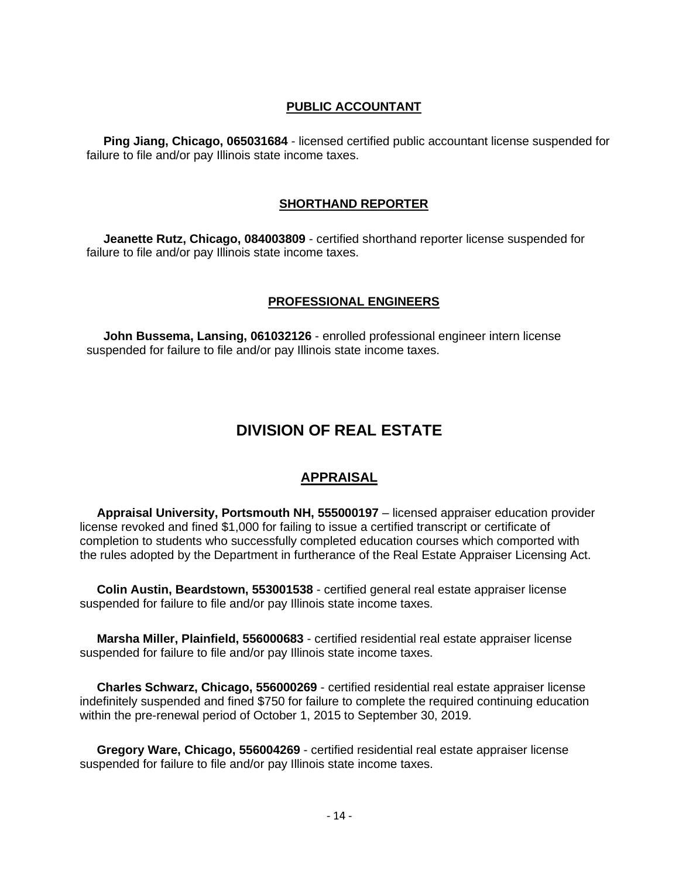### PUBLIC ACCOUNTANT

**Ping Jiang, Chicago, 065031684** - licensed certified public accountant license suspended for failure to file and/or pay Illinois state income taxes.

### SHORTHAND REPORTER

**Jeanette Rutz, Chicago, 084003809** - certified shorthand reporter license suspended for failure to file and/or pay Illinois state income taxes.

### PROFESSIONAL ENGINEERS

**John Bussema, Lansing, 061032126** - enrolled professional engineer intern license suspended for failure to file and/or pay Illinois state income taxes.

# DIVISION OF REAL ESTATE

## APPRAISAL

**Appraisal University, Portsmouth NH, 555000197** – licensed appraiser education provider license revoked and fined $1,000 for failing to issue a certified transcript or certificate of completion to students who successfully completed education courses which comported with the rules adopted by the Department in furtherance of the Real Estate Appraiser Licensing Act.

**Colin Austin, Beardstown, 553001538** - certified general real estate appraiser license suspended for failure to file and/or pay Illinois state income taxes.

**Marsha Miller, Plainfield, 556000683** - certified residential real estate appraiser license suspended for failure to file and/or pay Illinois state income taxes.

**Charles Schwarz, Chicago, 556000269** - certified residential real estate appraiser license indefinitely suspended and fined $750 for failure to complete the required continuing education within the pre-renewal period of October 1, 2015 to September 30, 2019.

**Gregory Ware, Chicago, 556004269** - certified residential real estate appraiser license suspended for failure to file and/or pay Illinois state income taxes.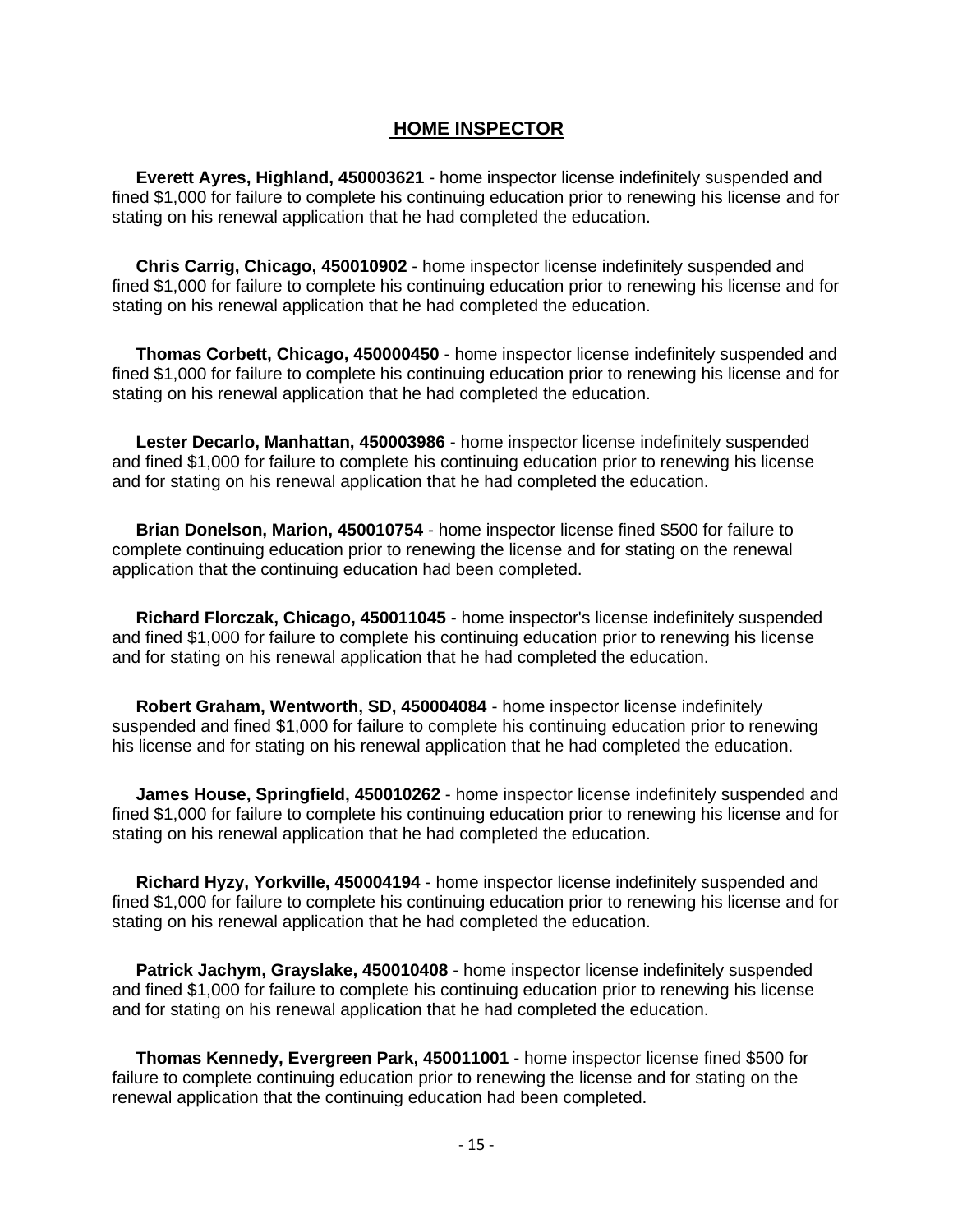## HOME INSPECTOR

**Everett Ayres, Highland, 450003621** - home inspector license indefinitely suspended and fined $1,000 for failure to complete his continuing education prior to renewing his license and for stating on his renewal application that he had completed the education.

**Chris Carrig, Chicago, 450010902** - home inspector license indefinitely suspended and fined $1,000 for failure to complete his continuing education prior to renewing his license and for stating on his renewal application that he had completed the education.

**Thomas Corbett, Chicago, 450000450** - home inspector license indefinitely suspended and fined $1,000 for failure to complete his continuing education prior to renewing his license and for stating on his renewal application that he had completed the education.

**Lester Decarlo, Manhattan, 450003986** - home inspector license indefinitely suspended and fined $1,000 for failure to complete his continuing education prior to renewing his license and for stating on his renewal application that he had completed the education.

**Brian Donelson, Marion, 450010754** - home inspector license fined $500 for failure to complete continuing education prior to renewing the license and for stating on the renewal application that the continuing education had been completed.

**Richard Florczak, Chicago, 450011045** - home inspector's license indefinitely suspended and fined $1,000 for failure to complete his continuing education prior to renewing his license and for stating on his renewal application that he had completed the education.

**Robert Graham, Wentworth, SD, 450004084** - home inspector license indefinitely suspended and fined $1,000 for failure to complete his continuing education prior to renewing his license and for stating on his renewal application that he had completed the education.

**James House, Springfield, 450010262** - home inspector license indefinitely suspended and fined $1,000 for failure to complete his continuing education prior to renewing his license and for stating on his renewal application that he had completed the education.

**Richard Hyzy, Yorkville, 450004194** - home inspector license indefinitely suspended and fined $1,000 for failure to complete his continuing education prior to renewing his license and for stating on his renewal application that he had completed the education.

**Patrick Jachym, Grayslake, 450010408** - home inspector license indefinitely suspended and fined $1,000 for failure to complete his continuing education prior to renewing his license and for stating on his renewal application that he had completed the education.

**Thomas Kennedy, Evergreen Park, 450011001** - home inspector license fined $500 for failure to complete continuing education prior to renewing the license and for stating on the renewal application that the continuing education had been completed.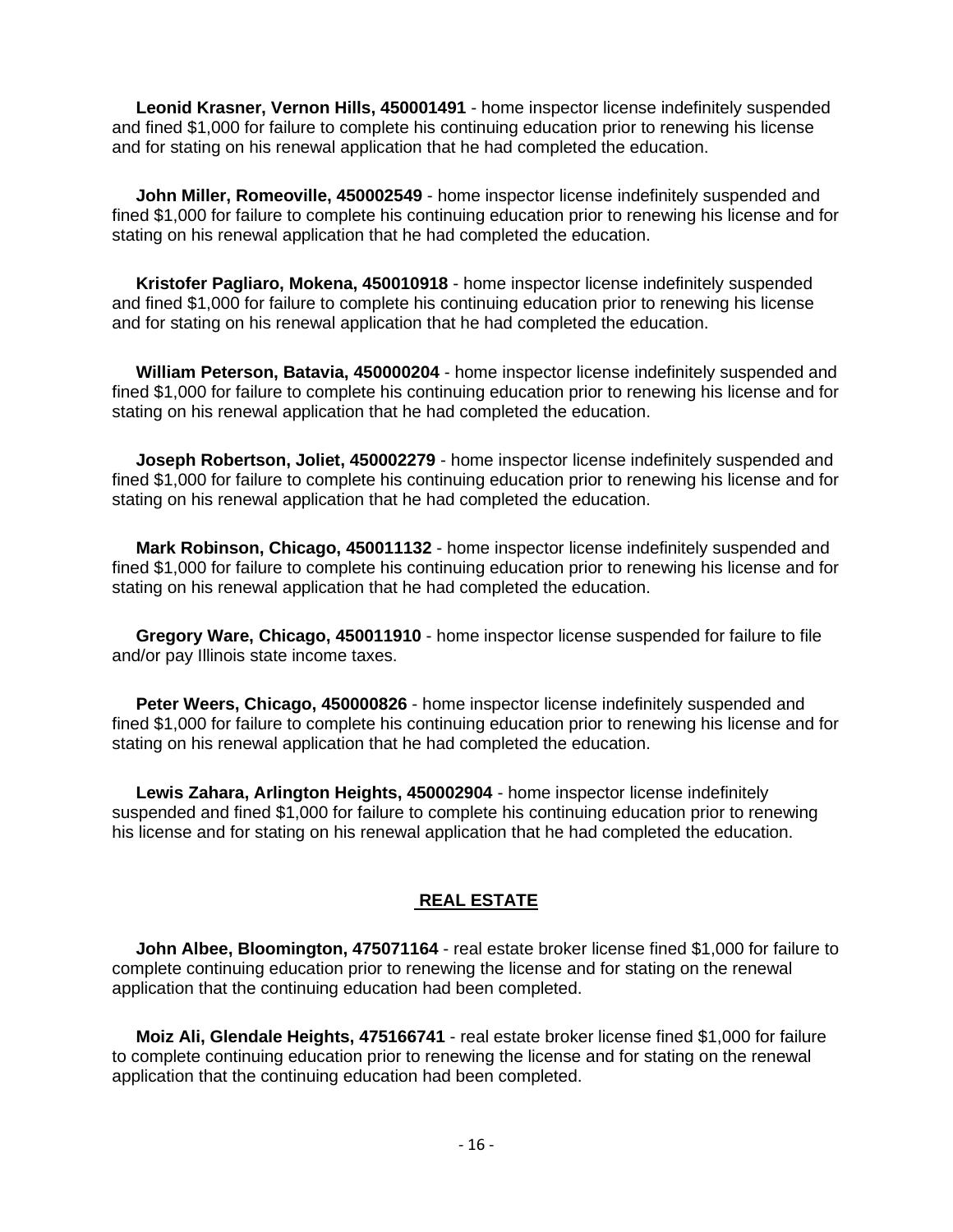**Leonid Krasner, Vernon Hills, 450001491** - home inspector license indefinitely suspended and fined $1,000 for failure to complete his continuing education prior to renewing his license and for stating on his renewal application that he had completed the education.

**John Miller, Romeoville, 450002549** - home inspector license indefinitely suspended and fined $1,000 for failure to complete his continuing education prior to renewing his license and for stating on his renewal application that he had completed the education.

**Kristofer Pagliaro, Mokena, 450010918** - home inspector license indefinitely suspended and fined $1,000 for failure to complete his continuing education prior to renewing his license and for stating on his renewal application that he had completed the education.

**William Peterson, Batavia, 450000204** - home inspector license indefinitely suspended and fined $1,000 for failure to complete his continuing education prior to renewing his license and for stating on his renewal application that he had completed the education.

**Joseph Robertson, Joliet, 450002279** - home inspector license indefinitely suspended and fined $1,000 for failure to complete his continuing education prior to renewing his license and for stating on his renewal application that he had completed the education.

**Mark Robinson, Chicago, 450011132** - home inspector license indefinitely suspended and fined $1,000 for failure to complete his continuing education prior to renewing his license and for stating on his renewal application that he had completed the education.

**Gregory Ware, Chicago, 450011910** - home inspector license suspended for failure to file and/or pay Illinois state income taxes.

**Peter Weers, Chicago, 450000826** - home inspector license indefinitely suspended and fined $1,000 for failure to complete his continuing education prior to renewing his license and for stating on his renewal application that he had completed the education.

**Lewis Zahara, Arlington Heights, 450002904** - home inspector license indefinitely suspended and fined $1,000 for failure to complete his continuing education prior to renewing his license and for stating on his renewal application that he had completed the education.

## REAL ESTATE

**John Albee, Bloomington, 475071164** - real estate broker license fined $1,000 for failure to complete continuing education prior to renewing the license and for stating on the renewal application that the continuing education had been completed.

**Moiz Ali, Glendale Heights, 475166741** - real estate broker license fined $1,000 for failure to complete continuing education prior to renewing the license and for stating on the renewal application that the continuing education had been completed.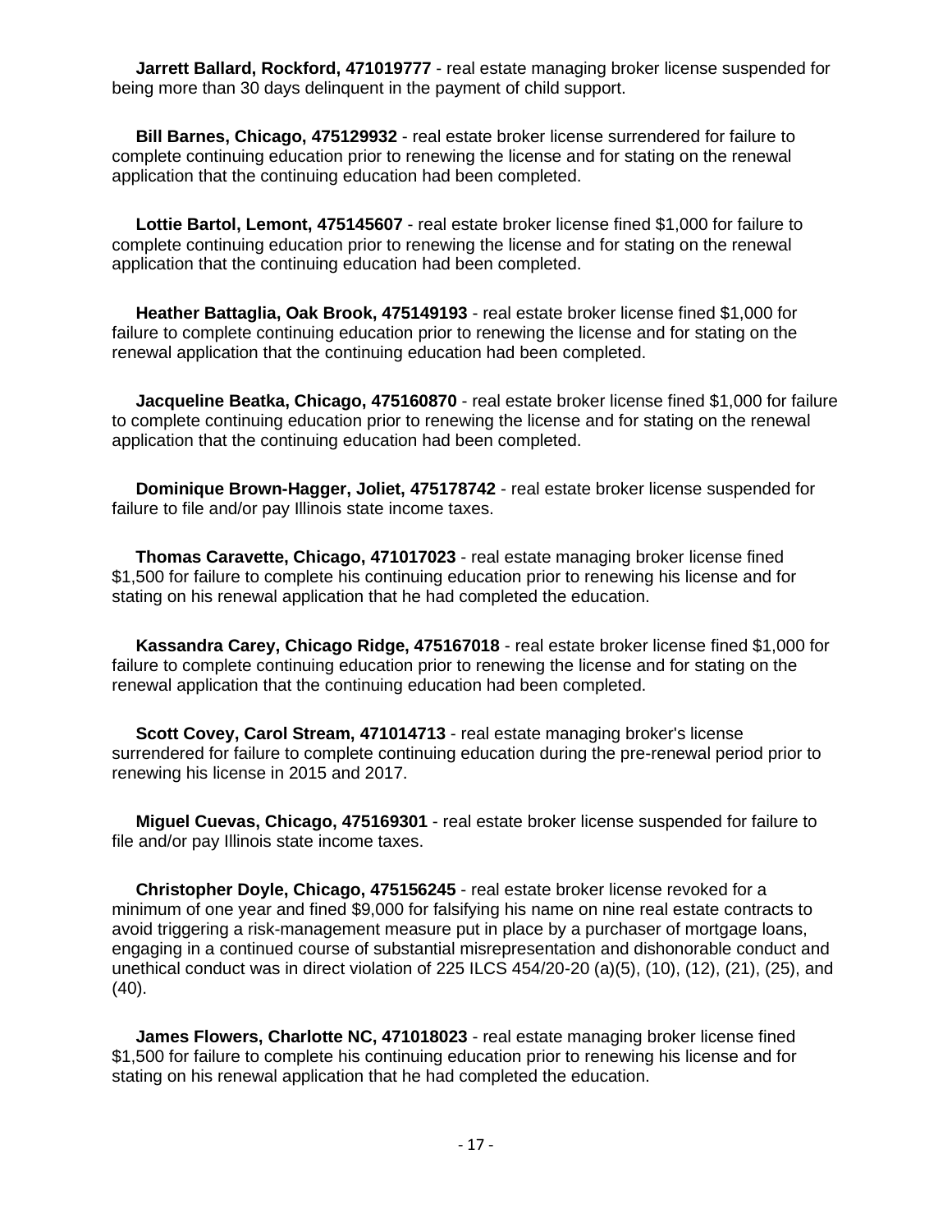**Jarrett Ballard, Rockford, 471019777** - real estate managing broker license suspended for being more than 30 days delinquent in the payment of child support.

**Bill Barnes, Chicago, 475129932** - real estate broker license surrendered for failure to complete continuing education prior to renewing the license and for stating on the renewal application that the continuing education had been completed.

**Lottie Bartol, Lemont, 475145607** - real estate broker license fined $1,000 for failure to complete continuing education prior to renewing the license and for stating on the renewal application that the continuing education had been completed.

**Heather Battaglia, Oak Brook, 475149193** - real estate broker license fined $1,000 for failure to complete continuing education prior to renewing the license and for stating on the renewal application that the continuing education had been completed.

**Jacqueline Beatka, Chicago, 475160870** - real estate broker license fined $1,000 for failure to complete continuing education prior to renewing the license and for stating on the renewal application that the continuing education had been completed.

**Dominique Brown-Hagger, Joliet, 475178742** - real estate broker license suspended for failure to file and/or pay Illinois state income taxes.

**Thomas Caravette, Chicago, 471017023** - real estate managing broker license fined $1,500 for failure to complete his continuing education prior to renewing his license and for stating on his renewal application that he had completed the education.

**Kassandra Carey, Chicago Ridge, 475167018** - real estate broker license fined $1,000 for failure to complete continuing education prior to renewing the license and for stating on the renewal application that the continuing education had been completed.

**Scott Covey, Carol Stream, 471014713** - real estate managing broker's license surrendered for failure to complete continuing education during the pre-renewal period prior to renewing his license in 2015 and 2017.

**Miguel Cuevas, Chicago, 475169301** - real estate broker license suspended for failure to file and/or pay Illinois state income taxes.

**Christopher Doyle, Chicago, 475156245** - real estate broker license revoked for a minimum of one year and fined $9,000 for falsifying his name on nine real estate contracts to avoid triggering a risk-management measure put in place by a purchaser of mortgage loans, engaging in a continued course of substantial misrepresentation and dishonorable conduct and unethical conduct was in direct violation of 225 ILCS 454/20-20 (a)(5), (10), (12), (21), (25), and (40).

**James Flowers, Charlotte NC, 471018023** - real estate managing broker license fined $1,500 for failure to complete his continuing education prior to renewing his license and for stating on his renewal application that he had completed the education.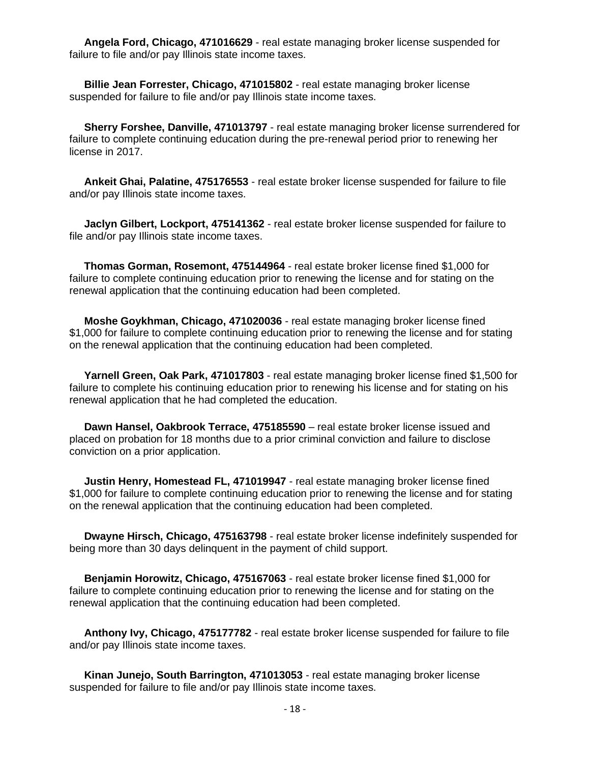**Angela Ford, Chicago, 471016629** - real estate managing broker license suspended for failure to file and/or pay Illinois state income taxes.

**Billie Jean Forrester, Chicago, 471015802** - real estate managing broker license suspended for failure to file and/or pay Illinois state income taxes.

**Sherry Forshee, Danville, 471013797** - real estate managing broker license surrendered for failure to complete continuing education during the pre-renewal period prior to renewing her license in 2017.

**Ankeit Ghai, Palatine, 475176553** - real estate broker license suspended for failure to file and/or pay Illinois state income taxes.

**Jaclyn Gilbert, Lockport, 475141362** - real estate broker license suspended for failure to file and/or pay Illinois state income taxes.

**Thomas Gorman, Rosemont, 475144964** - real estate broker license fined $1,000 for failure to complete continuing education prior to renewing the license and for stating on the renewal application that the continuing education had been completed.

**Moshe Goykhman, Chicago, 471020036** - real estate managing broker license fined $1,000 for failure to complete continuing education prior to renewing the license and for stating on the renewal application that the continuing education had been completed.

**Yarnell Green, Oak Park, 471017803** - real estate managing broker license fined $1,500 for failure to complete his continuing education prior to renewing his license and for stating on his renewal application that he had completed the education.

**Dawn Hansel, Oakbrook Terrace, 475185590** – real estate broker license issued and placed on probation for 18 months due to a prior criminal conviction and failure to disclose conviction on a prior application.

**Justin Henry, Homestead FL, 471019947** - real estate managing broker license fined $1,000 for failure to complete continuing education prior to renewing the license and for stating on the renewal application that the continuing education had been completed.

**Dwayne Hirsch, Chicago, 475163798** - real estate broker license indefinitely suspended for being more than 30 days delinquent in the payment of child support.

**Benjamin Horowitz, Chicago, 475167063** - real estate broker license fined $1,000 for failure to complete continuing education prior to renewing the license and for stating on the renewal application that the continuing education had been completed.

**Anthony Ivy, Chicago, 475177782** - real estate broker license suspended for failure to file and/or pay Illinois state income taxes.

**Kinan Junejo, South Barrington, 471013053** - real estate managing broker license suspended for failure to file and/or pay Illinois state income taxes.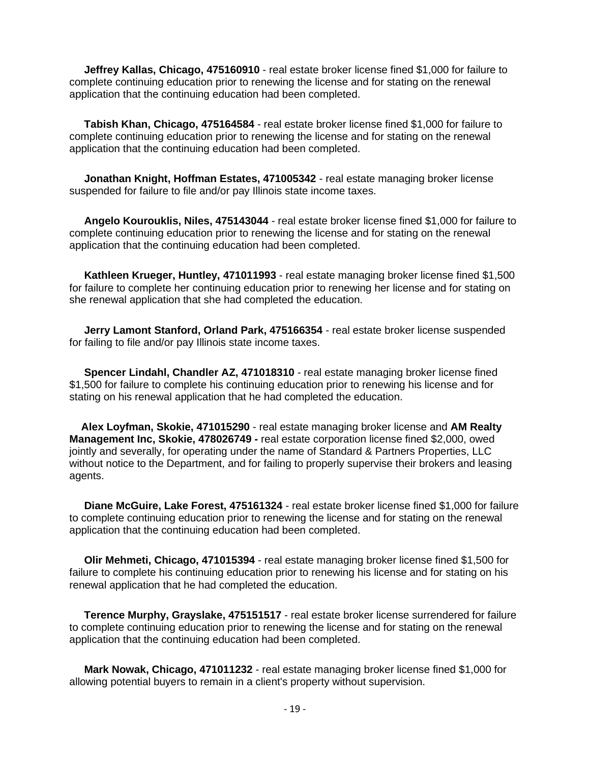**Jeffrey Kallas, Chicago, 475160910** - real estate broker license fined $1,000 for failure to complete continuing education prior to renewing the license and for stating on the renewal application that the continuing education had been completed.

**Tabish Khan, Chicago, 475164584** - real estate broker license fined $1,000 for failure to complete continuing education prior to renewing the license and for stating on the renewal application that the continuing education had been completed.

**Jonathan Knight, Hoffman Estates, 471005342** - real estate managing broker license suspended for failure to file and/or pay Illinois state income taxes.

**Angelo Kourouklis, Niles, 475143044** - real estate broker license fined $1,000 for failure to complete continuing education prior to renewing the license and for stating on the renewal application that the continuing education had been completed.

**Kathleen Krueger, Huntley, 471011993** - real estate managing broker license fined $1,500 for failure to complete her continuing education prior to renewing her license and for stating on she renewal application that she had completed the education.

**Jerry Lamont Stanford, Orland Park, 475166354** - real estate broker license suspended for failing to file and/or pay Illinois state income taxes.

**Spencer Lindahl, Chandler AZ, 471018310** - real estate managing broker license fined $1,500 for failure to complete his continuing education prior to renewing his license and for stating on his renewal application that he had completed the education.

**Alex Loyfman, Skokie, 471015290** - real estate managing broker license and **AM Realty Management Inc, Skokie, 478026749 -** real estate corporation license fined $2,000, owed jointly and severally, for operating under the name of Standard & Partners Properties, LLC without notice to the Department, and for failing to properly supervise their brokers and leasing agents.

**Diane McGuire, Lake Forest, 475161324** - real estate broker license fined $1,000 for failure to complete continuing education prior to renewing the license and for stating on the renewal application that the continuing education had been completed.

**Olir Mehmeti, Chicago, 471015394** - real estate managing broker license fined $1,500 for failure to complete his continuing education prior to renewing his license and for stating on his renewal application that he had completed the education.

**Terence Murphy, Grayslake, 475151517** - real estate broker license surrendered for failure to complete continuing education prior to renewing the license and for stating on the renewal application that the continuing education had been completed.

**Mark Nowak, Chicago, 471011232** - real estate managing broker license fined $1,000 for allowing potential buyers to remain in a client's property without supervision.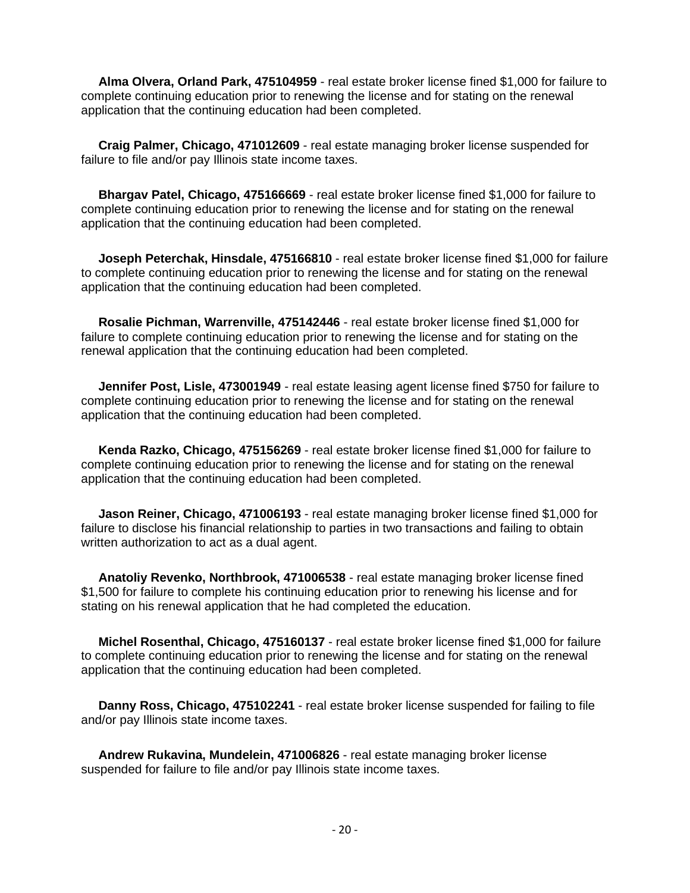**Alma Olvera, Orland Park, 475104959** - real estate broker license fined $1,000 for failure to complete continuing education prior to renewing the license and for stating on the renewal application that the continuing education had been completed.

**Craig Palmer, Chicago, 471012609** - real estate managing broker license suspended for failure to file and/or pay Illinois state income taxes.

**Bhargav Patel, Chicago, 475166669** - real estate broker license fined $1,000 for failure to complete continuing education prior to renewing the license and for stating on the renewal application that the continuing education had been completed.

**Joseph Peterchak, Hinsdale, 475166810** - real estate broker license fined $1,000 for failure to complete continuing education prior to renewing the license and for stating on the renewal application that the continuing education had been completed.

**Rosalie Pichman, Warrenville, 475142446** - real estate broker license fined $1,000 for failure to complete continuing education prior to renewing the license and for stating on the renewal application that the continuing education had been completed.

**Jennifer Post, Lisle, 473001949** - real estate leasing agent license fined $750 for failure to complete continuing education prior to renewing the license and for stating on the renewal application that the continuing education had been completed.

**Kenda Razko, Chicago, 475156269** - real estate broker license fined $1,000 for failure to complete continuing education prior to renewing the license and for stating on the renewal application that the continuing education had been completed.

**Jason Reiner, Chicago, 471006193** - real estate managing broker license fined $1,000 for failure to disclose his financial relationship to parties in two transactions and failing to obtain written authorization to act as a dual agent.

**Anatoliy Revenko, Northbrook, 471006538** - real estate managing broker license fined $1,500 for failure to complete his continuing education prior to renewing his license and for stating on his renewal application that he had completed the education.

**Michel Rosenthal, Chicago, 475160137** - real estate broker license fined $1,000 for failure to complete continuing education prior to renewing the license and for stating on the renewal application that the continuing education had been completed.

**Danny Ross, Chicago, 475102241** - real estate broker license suspended for failing to file and/or pay Illinois state income taxes.

**Andrew Rukavina, Mundelein, 471006826** - real estate managing broker license suspended for failure to file and/or pay Illinois state income taxes.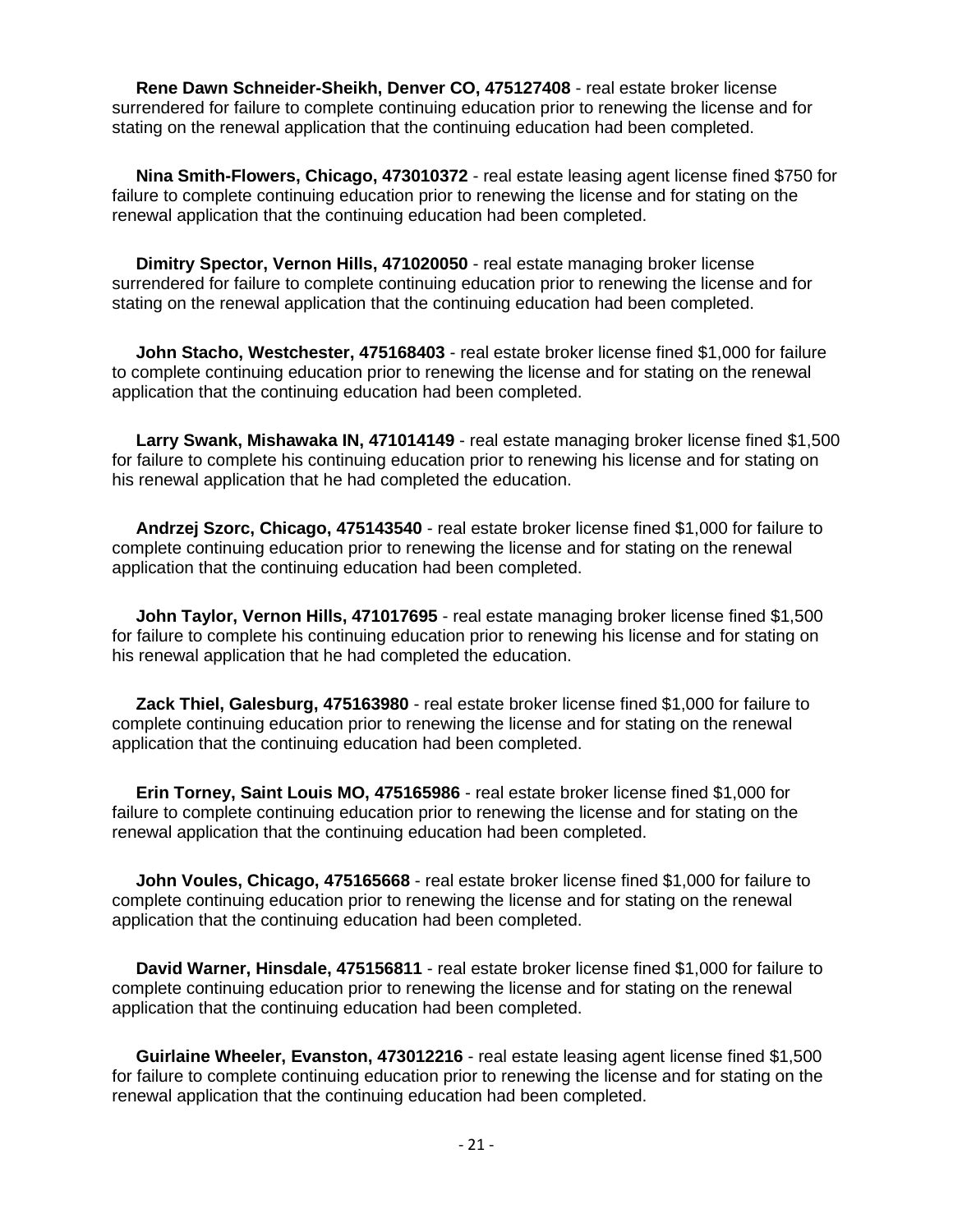**Rene Dawn Schneider-Sheikh, Denver CO, 475127408** - real estate broker license surrendered for failure to complete continuing education prior to renewing the license and for stating on the renewal application that the continuing education had been completed.

**Nina Smith-Flowers, Chicago, 473010372** - real estate leasing agent license fined $750 for failure to complete continuing education prior to renewing the license and for stating on the renewal application that the continuing education had been completed.

**Dimitry Spector, Vernon Hills, 471020050** - real estate managing broker license surrendered for failure to complete continuing education prior to renewing the license and for stating on the renewal application that the continuing education had been completed.

**John Stacho, Westchester, 475168403** - real estate broker license fined $1,000 for failure to complete continuing education prior to renewing the license and for stating on the renewal application that the continuing education had been completed.

**Larry Swank, Mishawaka IN, 471014149** - real estate managing broker license fined $1,500 for failure to complete his continuing education prior to renewing his license and for stating on his renewal application that he had completed the education.

**Andrzej Szorc, Chicago, 475143540** - real estate broker license fined $1,000 for failure to complete continuing education prior to renewing the license and for stating on the renewal application that the continuing education had been completed.

**John Taylor, Vernon Hills, 471017695** - real estate managing broker license fined $1,500 for failure to complete his continuing education prior to renewing his license and for stating on his renewal application that he had completed the education.

**Zack Thiel, Galesburg, 475163980** - real estate broker license fined $1,000 for failure to complete continuing education prior to renewing the license and for stating on the renewal application that the continuing education had been completed.

**Erin Torney, Saint Louis MO, 475165986** - real estate broker license fined $1,000 for failure to complete continuing education prior to renewing the license and for stating on the renewal application that the continuing education had been completed.

**John Voules, Chicago, 475165668** - real estate broker license fined $1,000 for failure to complete continuing education prior to renewing the license and for stating on the renewal application that the continuing education had been completed.

**David Warner, Hinsdale, 475156811** - real estate broker license fined $1,000 for failure to complete continuing education prior to renewing the license and for stating on the renewal application that the continuing education had been completed.

**Guirlaine Wheeler, Evanston, 473012216** - real estate leasing agent license fined $1,500 for failure to complete continuing education prior to renewing the license and for stating on the renewal application that the continuing education had been completed.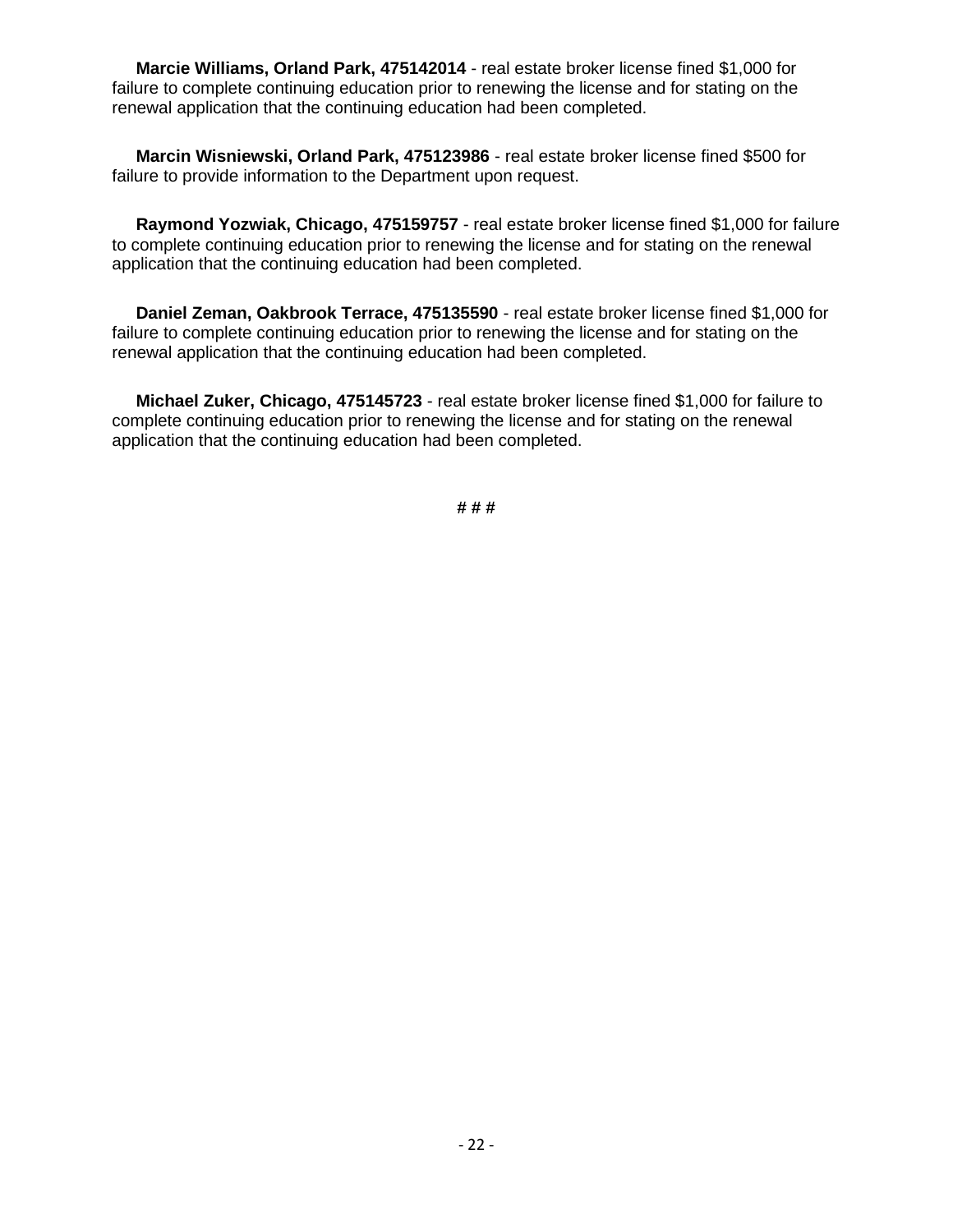**Marcie Williams, Orland Park, 475142014** - real estate broker license fined $1,000 for failure to complete continuing education prior to renewing the license and for stating on the renewal application that the continuing education had been completed.

**Marcin Wisniewski, Orland Park, 475123986** - real estate broker license fined $500 for failure to provide information to the Department upon request.

**Raymond Yozwiak, Chicago, 475159757** - real estate broker license fined $1,000 for failure to complete continuing education prior to renewing the license and for stating on the renewal application that the continuing education had been completed.

**Daniel Zeman, Oakbrook Terrace, 475135590** - real estate broker license fined $1,000 for failure to complete continuing education prior to renewing the license and for stating on the renewal application that the continuing education had been completed.

**Michael Zuker, Chicago, 475145723** - real estate broker license fined $1,000 for failure to complete continuing education prior to renewing the license and for stating on the renewal application that the continuing education had been completed.

# # #